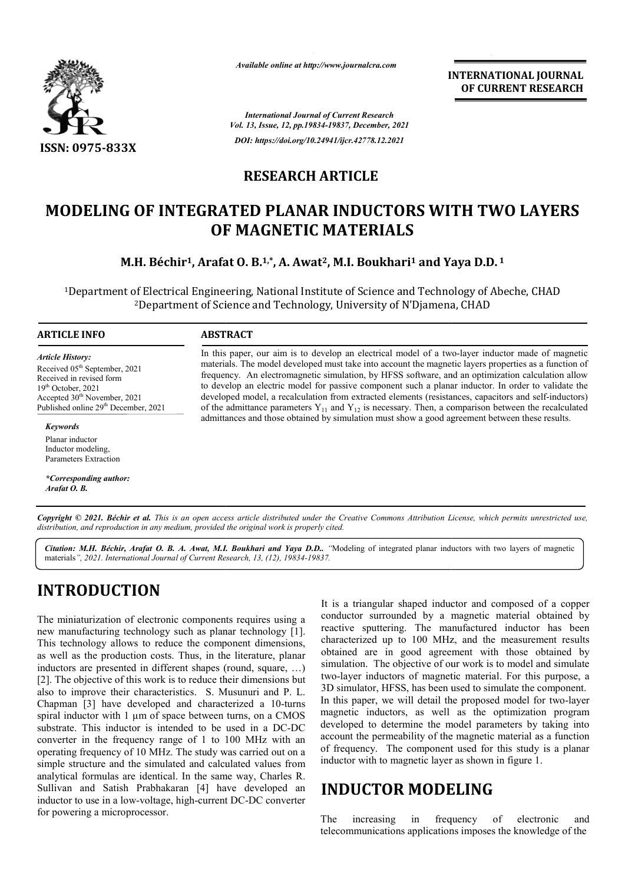**RESEARCH ARTICLE**

# MODELING OF INTEGRATED PLANAR INDUCTORS WITH TWO LAYERS OF MAGNETIC MATERIALS

**M.H. Béchir[1], Arafat O. B.[1,*], A. Awat[2], M.I. Boukhari[1] and Yaya D.D.[1]**

[1]Department of Electrical Engineering, National Institute of Science and Technology of Abeche, CHAD
[2]Department of Science and Technology, University of N'Djamena, CHAD

**ARTICLE INFO**

*Article History:*
Received 05th September, 2021
Received in revised form 19th October, 2021
Accepted 30th November, 2021
Published online 29th December, 2021

*Keywords*

Planar inductor
Inductor modeling,
Parameters Extraction

*\*Corresponding author:*
*Arafat O. B.*

**ABSTRACT**

In this paper, our aim is to develop an electrical model of a two-layer inductor made of magnetic materials. The model developed must take into account the magnetic layers properties as a function of frequency. An electromagnetic simulation, by HFSS software, and an optimization calculation allow to develop an electric model for passive component such a planar inductor. In order to validate the developed model, a recalculation from extracted elements (resistances, capacitors and self-inductors) of the admittance parameters $Y_{11}$ and $Y_{12}$ is necessary. Then, a comparison between the recalculated admittances and those obtained by simulation must show a good agreement between these results.

*Copyright © 2021. Béchir et al. This is an open access article distributed under the Creative Commons Attribution License, which permits unrestricted use, distribution, and reproduction in any medium, provided the original work is properly cited.*

*Citation: M.H. Béchir, Arafat O. B. A. Awat, M.I. Boukhari and Yaya D.D.. "*Modeling of integrated planar inductors with two layers of magnetic materials*", 2021. International Journal of Current Research, 13, (12), 19834-19837.*

# INTRODUCTION

The miniaturization of electronic components requires using a new manufacturing technology such as planar technology [1]. This technology allows to reduce the component dimensions, as well as the production costs. Thus, in the literature, planar inductors are presented in different shapes (round, square, …) [2]. The objective of this work is to reduce their dimensions but also to improve their characteristics. S. Musunuri and P. L. Chapman [3] have developed and characterized a 10-turns spiral inductor with 1 µm of space between turns, on a CMOS substrate. This inductor is intended to be used in a DC-DC converter in the frequency range of 1 to 100 MHz with an operating frequency of 10 MHz. The study was carried out on a simple structure and the simulated and calculated values from analytical formulas are identical. In the same way, Charles R. Sullivan and Satish Prabhakaran [4] have developed an inductor to use in a low-voltage, high-current DC-DC converter for powering a microprocessor.

It is a triangular shaped inductor and composed of a copper conductor surrounded by a magnetic material obtained by reactive sputtering. The manufactured inductor has been characterized up to 100 MHz, and the measurement results obtained are in good agreement with those obtained by simulation. The objective of our work is to model and simulate two-layer inductors of magnetic material. For this purpose, a 3D simulator, HFSS, has been used to simulate the component. In this paper, we will detail the proposed model for two-layer magnetic inductors, as well as the optimization program developed to determine the model parameters by taking into account the permeability of the magnetic material as a function of frequency. The component used for this study is a planar inductor with to magnetic layer as shown in figure 1.

# INDUCTOR MODELING

The increasing in frequency of electronic and telecommunications applications imposes the knowledge of the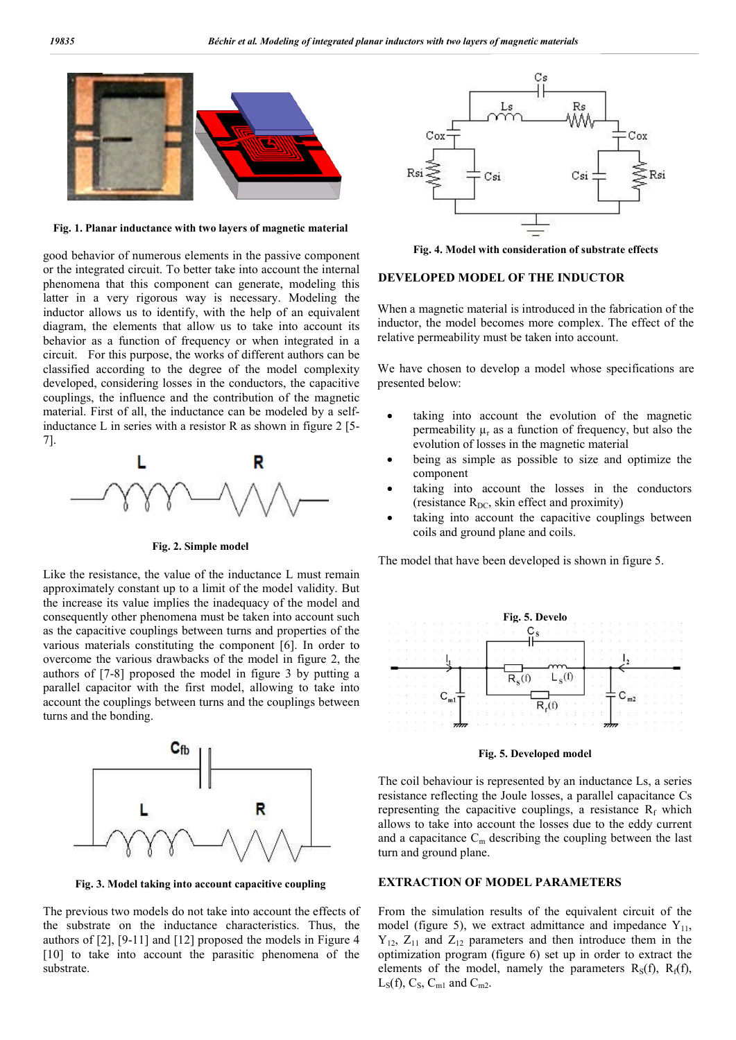Fig. 1. Planar inductance with two layers of magnetic material

good behavior of numerous elements in the passive component or the integrated circuit. To better take into account the internal phenomena that this component can generate, modeling this latter in a very rigorous way is necessary. Modeling the inductor allows us to identify, with the help of an equivalent diagram, the elements that allow us to take into account its behavior as a function of frequency or when integrated in a circuit. For this purpose, the works of different authors can be classified according to the degree of the model complexity developed, considering losses in the conductors, the capacitive couplings, the influence and the contribution of the magnetic material. First of all, the inductance can be modeled by a self-inductance L in series with a resistor R as shown in figure 2 [5-7].

Fig. 2. Simple model

Like the resistance, the value of the inductance L must remain approximately constant up to a limit of the model validity. But the increase its value implies the inadequacy of the model and consequently other phenomena must be taken into account such as the capacitive couplings between turns and properties of the various materials constituting the component [6]. In order to overcome the various drawbacks of the model in figure 2, the authors of [7-8] proposed the model in figure 3 by putting a parallel capacitor with the first model, allowing to take into account the couplings between turns and the couplings between turns and the bonding.

Fig. 3. Model taking into account capacitive coupling

The previous two models do not take into account the effects of the substrate on the inductance characteristics. Thus, the authors of [2], [9-11] and [12] proposed the models in Figure 4 [10] to take into account the parasitic phenomena of the substrate.

Fig. 4. Model with consideration of substrate effects

## DEVELOPED MODEL OF THE INDUCTOR

When a magnetic material is introduced in the fabrication of the inductor, the model becomes more complex. The effect of the relative permeability must be taken into account.

We have chosen to develop a model whose specifications are presented below:

- taking into account the evolution of the magnetic permeability $\mu_r$ as a function of frequency, but also the evolution of losses in the magnetic material
- being as simple as possible to size and optimize the component
- taking into account the losses in the conductors (resistance $R_{DC}$, skin effect and proximity)
- taking into account the capacitive couplings between coils and ground plane and coils.

The model that have been developed is shown in figure 5.

Fig. 5. Developed model

The coil behaviour is represented by an inductance Ls, a series resistance reflecting the Joule losses, a parallel capacitance Cs representing the capacitive couplings, a resistance $R_f$ which allows to take into account the losses due to the eddy current and a capacitance $C_m$ describing the coupling between the last turn and ground plane.

## EXTRACTION OF MODEL PARAMETERS

From the simulation results of the equivalent circuit of the model (figure 5), we extract admittance and impedance $Y_{11}$, $Y_{12}$, $Z_{11}$ and $Z_{12}$ parameters and then introduce them in the optimization program (figure 6) set up in order to extract the elements of the model, namely the parameters $R_S(f)$, $R_f(f)$, $L_S(f)$, $C_S$, $C_{m1}$ and $C_{m2}$.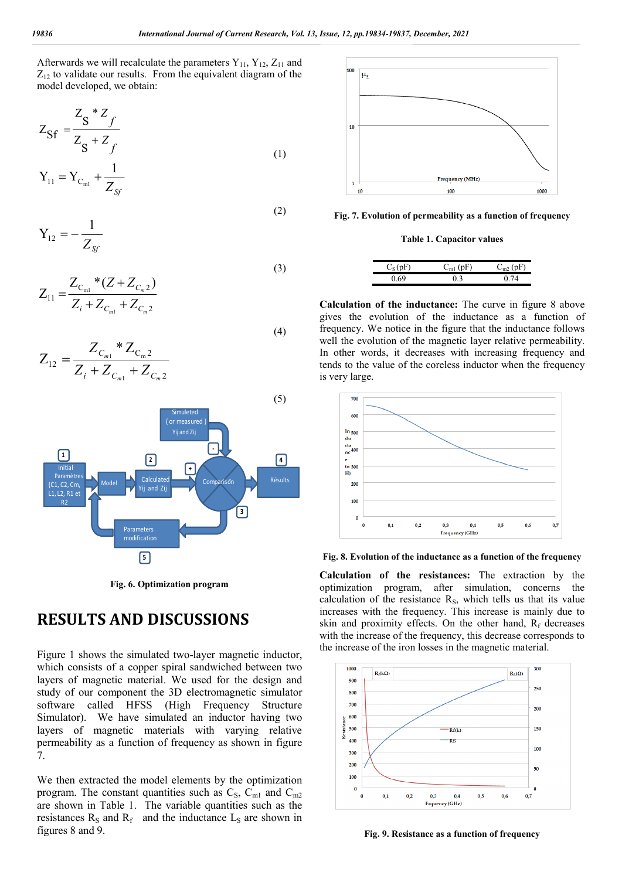Afterwards we will recalculate the parameters $Y_{11}$, $Y_{12}$, $Z_{11}$ and $Z_{12}$ to validate our results. From the equivalent diagram of the model developed, we obtain:

$$Z_{Sf} = \frac{Z_S * Z_f}{Z_S + Z_f} \quad (1)$$

$$Y_{11} = Y_{C_{m1}} + \frac{1}{Z_{Sf}} \quad (2)$$

$$Y_{12} = -\frac{1}{Z_{Sf}} \quad (3)$$

$$Z_{11} = \frac{Z_{C_{m1}} * (Z + Z_{C_m 2})}{Z_i + Z_{C_{m1}} + Z_{C_m 2}} \quad (4)$$

$$Z_{12} = \frac{Z_{C_{m1}} * Z_{C_m 2}}{Z_i + Z_{C_{m1}} + Z_{C_m 2}} \quad (5)$$

Fig. 6. Optimization program

## RESULTS AND DISCUSSIONS

Figure 1 shows the simulated two-layer magnetic inductor, which consists of a copper spiral sandwiched between two layers of magnetic material. We used for the design and study of our component the 3D electromagnetic simulator software called HFSS (High Frequency Structure Simulator). We have simulated an inductor having two layers of magnetic materials with varying relative permeability as a function of frequency as shown in figure 7.

We then extracted the model elements by the optimization program. The constant quantities such as $C_S$, $C_{m1}$ and $C_{m2}$ are shown in Table 1. The variable quantities such as the resistances $R_S$ and $R_f$ and the inductance $L_S$ are shown in figures 8 and 9.

Fig. 7. Evolution of permeability as a function of frequency

**Table 1. Capacitor values**

| $C_S$ (pF) | $C_{m1}$ (pF) | $C_{m2}$ (pF) |
|---|---|---|
| 0.69 | 0.3 | 0.74 |

**Calculation of the inductance:** The curve in figure 8 above gives the evolution of the inductance as a function of frequency. We notice in the figure that the inductance follows well the evolution of the magnetic layer relative permeability. In other words, it decreases with increasing frequency and tends to the value of the coreless inductor when the frequency is very large.

Fig. 8. Evolution of the inductance as a function of the frequency

**Calculation of the resistances:** The extraction by the optimization program, after simulation, concerns the calculation of the resistance $R_S$, which tells us that its value increases with the frequency. This increase is mainly due to skin and proximity effects. On the other hand, $R_f$ decreases with the increase of the frequency, this decrease corresponds to the increase of the iron losses in the magnetic material.

Fig. 9. Resistance as a function of frequency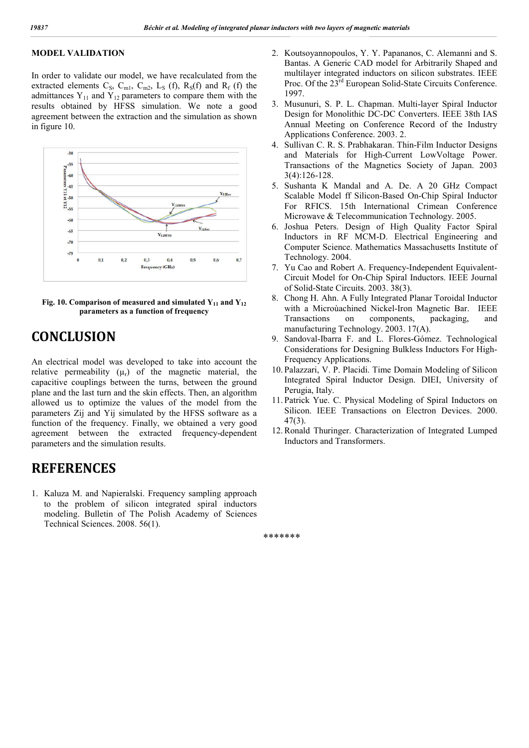## MODEL VALIDATION

In order to validate our model, we have recalculated from the extracted elements $C_S$, $C_{m1}$, $C_{m2}$, $L_S$ (f), $R_S$(f) and $R_f$ (f) the admittances $Y_{11}$ and $Y_{12}$ parameters to compare them with the results obtained by HFSS simulation. We note a good agreement between the extraction and the simulation as shown in figure 10.

Parameters Y11 et Y12

-30
-35
-40
-45
-50
-55
-60
-65
-70
-75

0 0,1 0,2 0,3 0,4 0,5 0,6 0,7

Frequency (GHz)

Y11Rec
Y11HFSS
Y12Rec
Y12HFSS

**Fig. 10. Comparison of measured and simulated $Y_{11}$ and $Y_{12}$ parameters as a function of frequency**

# CONCLUSION

An electrical model was developed to take into account the relative permeability ($\mu_r$) of the magnetic material, the capacitive couplings between the turns, between the ground plane and the last turn and the skin effects. Then, an algorithm allowed us to optimize the values of the model from the parameters Zij and Yij simulated by the HFSS software as a function of the frequency. Finally, we obtained a very good agreement between the extracted frequency-dependent parameters and the simulation results.

# REFERENCES

1. Kaluza M. and Napieralski. Frequency sampling approach to the problem of silicon integrated spiral inductors modeling. Bulletin of The Polish Academy of Sciences Technical Sciences. 2008. 56(1).
2. Koutsoyannopoulos, Y. Y. Papananos, C. Alemanni and S. Bantas. A Generic CAD model for Arbitrarily Shaped and multilayer integrated inductors on silicon substrates. IEEE Proc. Of the 23rd European Solid-State Circuits Conference. 1997.
3. Musunuri, S. P. L. Chapman. Multi-layer Spiral Inductor Design for Monolithic DC-DC Converters. IEEE 38th IAS Annual Meeting on Conference Record of the Industry Applications Conference. 2003. 2.
4. Sullivan C. R. S. Prabhakaran. Thin-Film Inductor Designs and Materials for High-Current LowVoltage Power. Transactions of the Magnetics Society of Japan. 2003 3(4):126-128.
5. Sushanta K Mandal and A. De. A 20 GHz Compact Scalable Model ff Silicon-Based On-Chip Spiral Inductor For RFICS. 15th International Crimean Conference Microwave & Telecommunication Technology. 2005.
6. Joshua Peters. Design of High Quality Factor Spiral Inductors in RF MCM-D. Electrical Engineering and Computer Science. Mathematics Massachusetts Institute of Technology. 2004.
7. Yu Cao and Robert A. Frequency-Independent Equivalent-Circuit Model for On-Chip Spiral Inductors. IEEE Journal of Solid-State Circuits. 2003. 38(3).
8. Chong H. Ahn. A Fully Integrated Planar Toroidal Inductor with a Microùachined Nickel-Iron Magnetic Bar. IEEE Transactions on components, packaging, and manufacturing Technology. 2003. 17(A).
9. Sandoval-Ibarra F. and L. Flores-Gómez. Technological Considerations for Designing Bulkless Inductors For High-Frequency Applications.
10. Palazzari, V. P. Placidi. Time Domain Modeling of Silicon Integrated Spiral Inductor Design. DIEI, University of Perugia, Italy.
11. Patrick Yue. C. Physical Modeling of Spiral Inductors on Silicon. IEEE Transactions on Electron Devices. 2000. 47(3).
12. Ronald Thuringer. Characterization of Integrated Lumped Inductors and Transformers.

*******